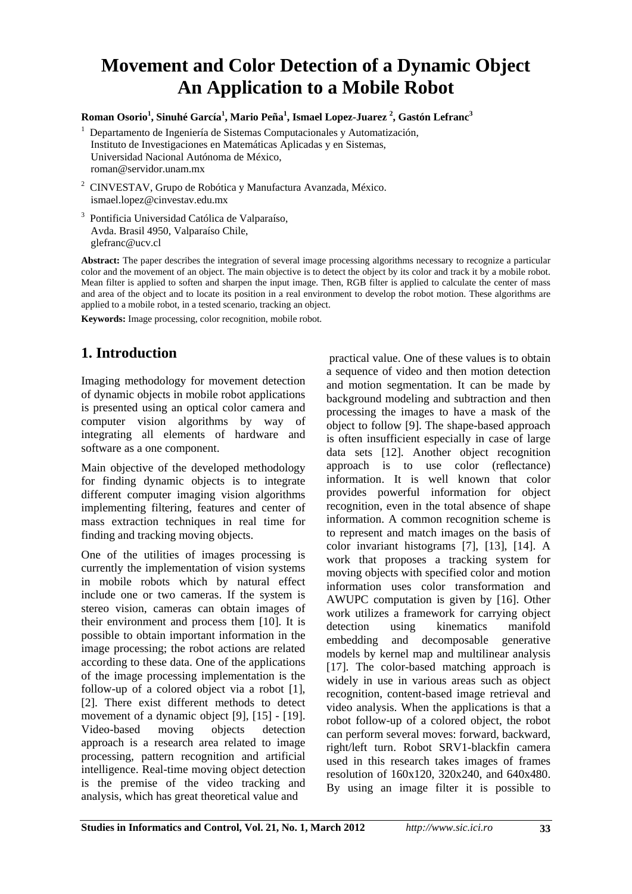# Movement and Color Detection of a Dynamic Object An Application to a Mobile Robot

**Roman Osorio[1], Sinuhé García[1], Mario Peña[1], Ismael Lopez-Juarez [2], Gastón Lefranc[3]**

[1] Departamento de Ingeniería de Sistemas Computacionales y Automatización, Instituto de Investigaciones en Matemáticas Aplicadas y en Sistemas, Universidad Nacional Autónoma de México, roman@servidor.unam.mx

[2] CINVESTAV, Grupo de Robótica y Manufactura Avanzada, México. ismael.lopez@cinvestav.edu.mx

[3] Pontificia Universidad Católica de Valparaíso, Avda. Brasil 4950, Valparaíso Chile, glefranc@ucv.cl

**Abstract:** The paper describes the integration of several image processing algorithms necessary to recognize a particular color and the movement of an object. The main objective is to detect the object by its color and track it by a mobile robot. Mean filter is applied to soften and sharpen the input image. Then, RGB filter is applied to calculate the center of mass and area of the object and to locate its position in a real environment to develop the robot motion. These algorithms are applied to a mobile robot, in a tested scenario, tracking an object.

**Keywords:** Image processing, color recognition, mobile robot.

## 1. Introduction

Imaging methodology for movement detection of dynamic objects in mobile robot applications is presented using an optical color camera and computer vision algorithms by way of integrating all elements of hardware and software as a one component.

Main objective of the developed methodology for finding dynamic objects is to integrate different computer imaging vision algorithms implementing filtering, features and center of mass extraction techniques in real time for finding and tracking moving objects.

One of the utilities of images processing is currently the implementation of vision systems in mobile robots which by natural effect include one or two cameras. If the system is stereo vision, cameras can obtain images of their environment and process them [10]. It is possible to obtain important information in the image processing; the robot actions are related according to these data. One of the applications of the image processing implementation is the follow-up of a colored object via a robot [1], [2]. There exist different methods to detect movement of a dynamic object [9], [15] - [19]. Video-based moving objects detection approach is a research area related to image processing, pattern recognition and artificial intelligence. Real-time moving object detection is the premise of the video tracking and analysis, which has great theoretical value and practical value. One of these values is to obtain a sequence of video and then motion detection and motion segmentation. It can be made by background modeling and subtraction and then processing the images to have a mask of the object to follow [9]. The shape-based approach is often insufficient especially in case of large data sets [12]. Another object recognition approach is to use color (reflectance) information. It is well known that color provides powerful information for object recognition, even in the total absence of shape information. A common recognition scheme is to represent and match images on the basis of color invariant histograms [7], [13], [14]. A work that proposes a tracking system for moving objects with specified color and motion information uses color transformation and AWUPC computation is given by [16]. Other work utilizes a framework for carrying object detection using kinematics manifold embedding and decomposable generative models by kernel map and multilinear analysis [17]. The color-based matching approach is widely in use in various areas such as object recognition, content-based image retrieval and video analysis. When the applications is that a robot follow-up of a colored object, the robot can perform several moves: forward, backward, right/left turn. Robot SRV1-blackfin camera used in this research takes images of frames resolution of 160x120, 320x240, and 640x480. By using an image filter it is possible to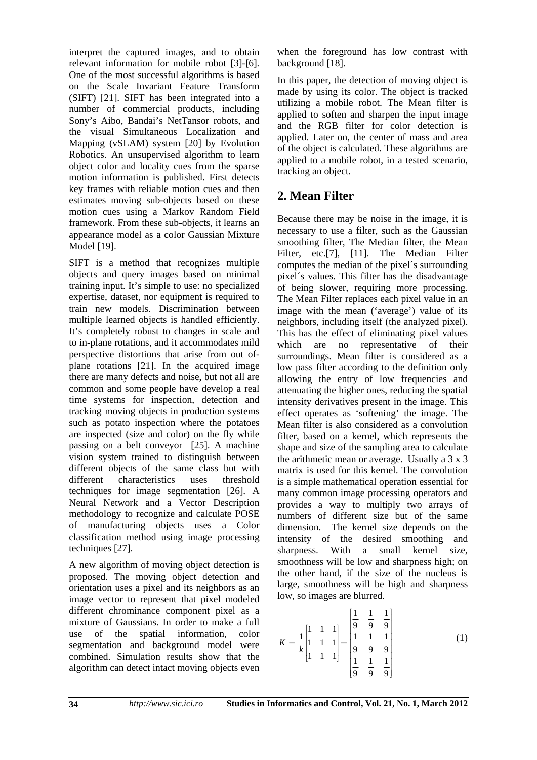interpret the captured images, and to obtain relevant information for mobile robot [3]-[6]. One of the most successful algorithms is based on the Scale Invariant Feature Transform (SIFT) [21]. SIFT has been integrated into a number of commercial products, including Sony's Aibo, Bandai's NetTansor robots, and the visual Simultaneous Localization and Mapping (vSLAM) system [20] by Evolution Robotics. An unsupervised algorithm to learn object color and locality cues from the sparse motion information is published. First detects key frames with reliable motion cues and then estimates moving sub-objects based on these motion cues using a Markov Random Field framework. From these sub-objects, it learns an appearance model as a color Gaussian Mixture Model [19].

SIFT is a method that recognizes multiple objects and query images based on minimal training input. It's simple to use: no specialized expertise, dataset, nor equipment is required to train new models. Discrimination between multiple learned objects is handled efficiently. It's completely robust to changes in scale and to in-plane rotations, and it accommodates mild perspective distortions that arise from out of-plane rotations [21]. In the acquired image there are many defects and noise, but not all are common and some people have develop a real time systems for inspection, detection and tracking moving objects in production systems such as potato inspection where the potatoes are inspected (size and color) on the fly while passing on a belt conveyor [25]. A machine vision system trained to distinguish between different objects of the same class but with different characteristics uses threshold techniques for image segmentation [26]. A Neural Network and a Vector Description methodology to recognize and calculate POSE of manufacturing objects uses a Color classification method using image processing techniques [27].

A new algorithm of moving object detection is proposed. The moving object detection and orientation uses a pixel and its neighbors as an image vector to represent that pixel modeled different chrominance component pixel as a mixture of Gaussians. In order to make a full use of the spatial information, color segmentation and background model were combined. Simulation results show that the algorithm can detect intact moving objects even when the foreground has low contrast with background [18].

In this paper, the detection of moving object is made by using its color. The object is tracked utilizing a mobile robot. The Mean filter is applied to soften and sharpen the input image and the RGB filter for color detection is applied. Later on, the center of mass and area of the object is calculated. These algorithms are applied to a mobile robot, in a tested scenario, tracking an object.

## 2. Mean Filter

Because there may be noise in the image, it is necessary to use a filter, such as the Gaussian smoothing filter, The Median filter, the Mean Filter, etc.[7], [11]. The Median Filter computes the median of the pixel´s surrounding pixel´s values. This filter has the disadvantage of being slower, requiring more processing. The Mean Filter replaces each pixel value in an image with the mean ('average') value of its neighbors, including itself (the analyzed pixel). This has the effect of eliminating pixel values which are no representative of their surroundings. Mean filter is considered as a low pass filter according to the definition only allowing the entry of low frequencies and attenuating the higher ones, reducing the spatial intensity derivatives present in the image. This effect operates as 'softening' the image. The Mean filter is also considered as a convolution filter, based on a kernel, which represents the shape and size of the sampling area to calculate the arithmetic mean or average. Usually a 3 x 3 matrix is used for this kernel. The convolution is a simple mathematical operation essential for many common image processing operators and provides a way to multiply two arrays of numbers of different size but of the same dimension. The kernel size depends on the intensity of the desired smoothing and sharpness. With a small kernel size, smoothness will be low and sharpness high; on the other hand, if the size of the nucleus is large, smoothness will be high and sharpness low, so images are blurred.

$$K = \frac{1}{k}\begin{bmatrix} 1 & 1 & 1 \\ 1 & 1 & 1 \\ 1 & 1 & 1 \end{bmatrix} = \begin{bmatrix} \frac{1}{9} & \frac{1}{9} & \frac{1}{9} \\ \frac{1}{9} & \frac{1}{9} & \frac{1}{9} \\ \frac{1}{9} & \frac{1}{9} & \frac{1}{9} \end{bmatrix} \tag{1}$$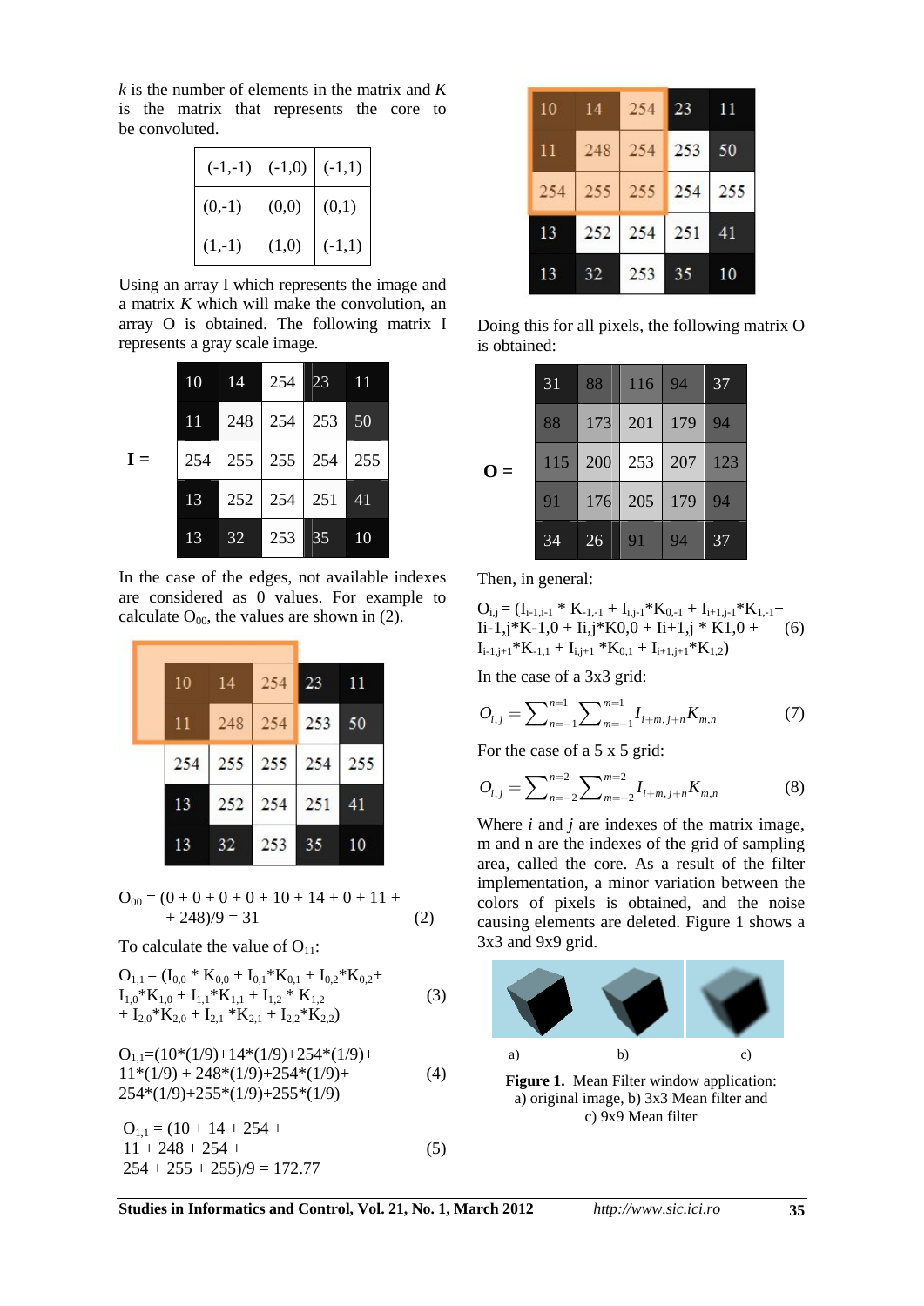$k$ is the number of elements in the matrix and $K$ is the matrix that represents the core to be convoluted.

| (-1,-1) | (-1,0) | (-1,1) |
|---|---|---|
| (0,-1) | (0,0) | (0,1) |
| (1,-1) | (1,0) | (-1,1) |

Using an array I which represents the image and a matrix $K$ which will make the convolution, an array O is obtained. The following matrix I represents a gray scale image.

**I =**

| 10 | 14 | 254 | 23 | 11 |
|---|---|---|---|---|
| 11 | 248 | 254 | 253 | 50 |
| 254 | 255 | 255 | 254 | 255 |
| 13 | 252 | 254 | 251 | 41 |
| 13 | 32 | 253 | 35 | 10 |

In the case of the edges, not available indexes are considered as 0 values. For example to calculate $O_{00}$, the values are shown in (2).

| 10 | 14 | 254 | 23 | 11 |
|---|---|---|---|---|
| 11 | 248 | 254 | 253 | 50 |
| 254 | 255 | 255 | 254 | 255 |
| 13 | 252 | 254 | 251 | 41 |
| 13 | 32 | 253 | 35 | 10 |

$$O_{00} = (0 + 0 + 0 + 0 + 10 + 14 + 0 + 11 + 248)/9 = 31 \quad (2)$$

To calculate the value of $O_{11}$:

$$O_{1,1} = (I_{0,0} * K_{0,0} + I_{0,1}*K_{0,1} + I_{0,2}*K_{0,2}+ I_{1,0}*K_{1,0} + I_{1,1}*K_{1,1} + I_{1,2} * K_{1,2} + I_{2,0}*K_{2,0} + I_{2,1} *K_{2,1} + I_{2,2}*K_{2,2}) \quad (3)$$

$$O_{1,1}=(10*(1/9)+14*(1/9)+254*(1/9)+ 11*(1/9) + 248*(1/9)+254*(1/9)+ 254*(1/9)+255*(1/9)+255*(1/9) \quad (4)$$

$$O_{1,1} = (10 + 14 + 254 + 11 + 248 + 254 + 254 + 255 + 255)/9 = 172.77 \quad (5)$$

| 10 | 14 | 254 | 23 | 11 |
|---|---|---|---|---|
| 11 | 248 | 254 | 253 | 50 |
| 254 | 255 | 255 | 254 | 255 |
| 13 | 252 | 254 | 251 | 41 |
| 13 | 32 | 253 | 35 | 10 |

Doing this for all pixels, the following matrix O is obtained:

**O =**

| 31 | 88 | 116 | 94 | 37 |
|---|---|---|---|---|
| 88 | 173 | 201 | 179 | 94 |
| 115 | 200 | 253 | 207 | 123 |
| 91 | 176 | 205 | 179 | 94 |
| 34 | 26 | 91 | 94 | 37 |

Then, in general:

$$O_{i,j} = (I_{i-1,i-1} * K_{-1,-1} + I_{i,j-1}*K_{0,-1} + I_{i+1,j-1}*K_{1,-1}+ I_{i-1,j}*K_{-1,0} + I_{i,j}*K_{0,0} + I_{i+1,j} * K_{1,0} + I_{i-1,j+1}*K_{-1,1} + I_{i,j+1} *K_{0,1} + I_{i+1,j+1}*K_{1,2}) \quad (6)$$

In the case of a 3x3 grid:

$$O_{i,j} = \sum_{n=-1}^{n=1} \sum_{m=-1}^{m=1} I_{i+m,j+n} K_{m,n} \quad (7)$$

For the case of a 5 x 5 grid:

$$O_{i,j} = \sum_{n=-2}^{n=2} \sum_{m=-2}^{m=2} I_{i+m,j+n} K_{m,n} \quad (8)$$

Where $i$ and $j$ are indexes of the matrix image, m and n are the indexes of the grid of sampling area, called the core. As a result of the filter implementation, a minor variation between the colors of pixels is obtained, and the noise causing elements are deleted. Figure 1 shows a 3x3 and 9x9 grid.

a) b) c)

**Figure 1.** Mean Filter window application: a) original image, b) 3x3 Mean filter and c) 9x9 Mean filter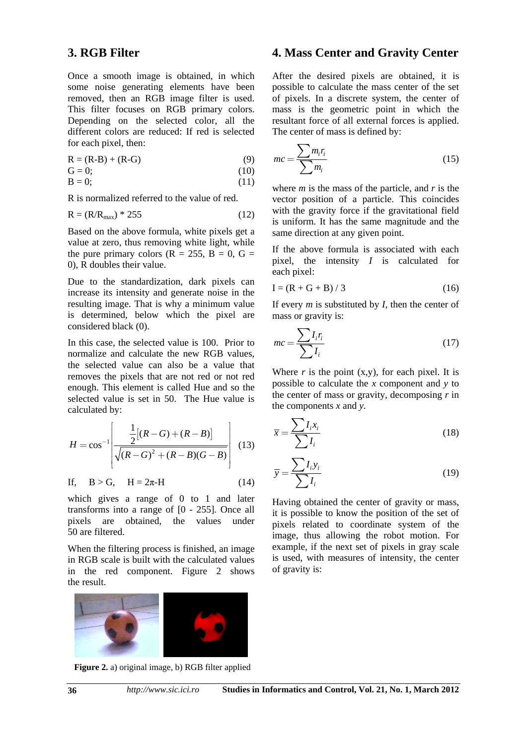## 3. RGB Filter

Once a smooth image is obtained, in which some noise generating elements have been removed, then an RGB image filter is used. This filter focuses on RGB primary colors. Depending on the selected color, all the different colors are reduced: If red is selected for each pixel, then:

$$R = (R\text{-}B) + (R\text{-}G) \tag{9}$$

$$G = 0; \tag{10}$$

$$B = 0; \tag{11}$$

R is normalized referred to the value of red.

$$R = (R/R_{max}) * 255 \tag{12}$$

Based on the above formula, white pixels get a value at zero, thus removing white light, while the pure primary colors ($R = 255$, $B = 0$, $G = 0$), R doubles their value.

Due to the standardization, dark pixels can increase its intensity and generate noise in the resulting image. That is why a minimum value is determined, below which the pixel are considered black (0).

In this case, the selected value is 100. Prior to normalize and calculate the new RGB values, the selected value can also be a value that removes the pixels that are not red or not red enough. This element is called Hue and so the selected value is set in 50. The Hue value is calculated by:

$$H = \cos^{-1}\left[\frac{\frac{1}{2}\left[(R-G)+(R-B)\right]}{\sqrt{(R-G)^2+(R-B)(G-B)}}\right] \tag{13}$$

$$\text{If,} \quad B > G, \quad H = 2\pi\text{-}H \tag{14}$$

which gives a range of 0 to 1 and later transforms into a range of [0 - 255]. Once all pixels are obtained, the values under 50 are filtered.

When the filtering process is finished, an image in RGB scale is built with the calculated values in the red component. Figure 2 shows the result.

**Figure 2.** a) original image, b) RGB filter applied

## 4. Mass Center and Gravity Center

After the desired pixels are obtained, it is possible to calculate the mass center of the set of pixels. In a discrete system, the center of mass is the geometric point in which the resultant force of all external forces is applied. The center of mass is defined by:

$$mc = \frac{\sum m_i r_i}{\sum m_i} \tag{15}$$

where *m* is the mass of the particle, and *r* is the vector position of a particle. This coincides with the gravity force if the gravitational field is uniform. It has the same magnitude and the same direction at any given point.

If the above formula is associated with each pixel, the intensity *I* is calculated for each pixel:

$$I = (R + G + B) / 3 \tag{16}$$

If every *m* is substituted by *I*, then the center of mass or gravity is:

$$mc = \frac{\sum I_i r_i}{\sum I_i} \tag{17}$$

Where *r* is the point (x,y), for each pixel. It is possible to calculate the *x* component and *y* to the center of mass or gravity, decomposing *r* in the components *x* and *y*.

$$\bar{x} = \frac{\sum I_i x_i}{\sum I_i} \tag{18}$$

$$\bar{y} = \frac{\sum I_i y_i}{\sum I_i} \tag{19}$$

Having obtained the center of gravity or mass, it is possible to know the position of the set of pixels related to coordinate system of the image, thus allowing the robot motion. For example, if the next set of pixels in gray scale is used, with measures of intensity, the center of gravity is: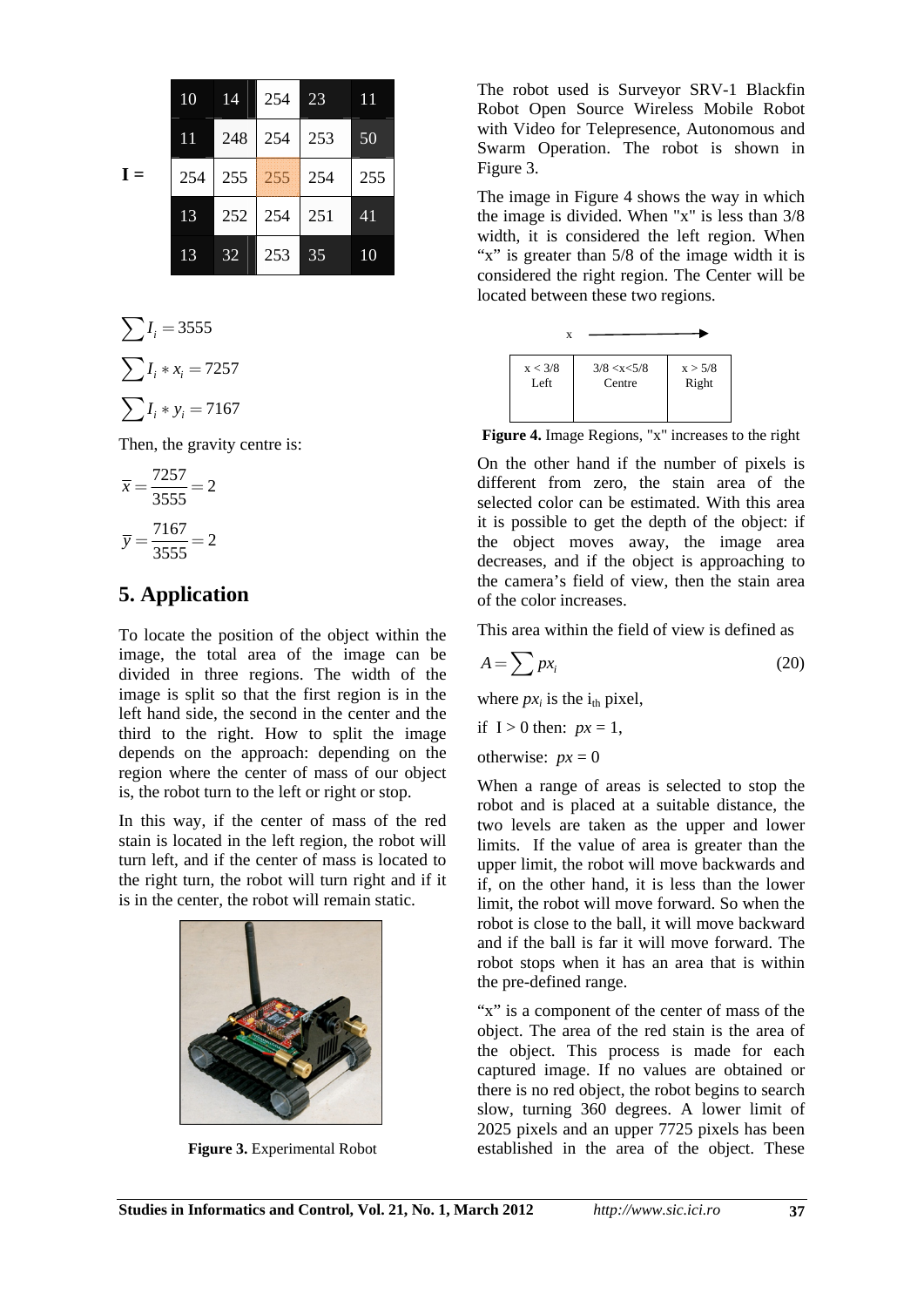$$\mathbf{I} = \begin{array}{|c|c|c|c|c|} \hline 10 & 14 & 254 & 23 & 11 \\ \hline 11 & 248 & 254 & 253 & 50 \\ \hline 254 & 255 & 255 & 254 & 255 \\ \hline 13 & 252 & 254 & 251 & 41 \\ \hline 13 & 32 & 253 & 35 & 10 \\ \hline \end{array}$$

$$\sum I_i = 3555$$

$$\sum I_i * x_i = 7257$$

$$\sum I_i * y_i = 7167$$

Then, the gravity centre is:

$$\bar{x} = \frac{7257}{3555} = 2$$

$$\bar{y} = \frac{7167}{3555} = 2$$

## 5. Application

To locate the position of the object within the image, the total area of the image can be divided in three regions. The width of the image is split so that the first region is in the left hand side, the second in the center and the third to the right. How to split the image depends on the approach: depending on the region where the center of mass of our object is, the robot turn to the left or right or stop.

In this way, if the center of mass of the red stain is located in the left region, the robot will turn left, and if the center of mass is located to the right turn, the robot will turn right and if it is in the center, the robot will remain static.

**Figure 3.** Experimental Robot

The robot used is Surveyor SRV-1 Blackfin Robot Open Source Wireless Mobile Robot with Video for Telepresence, Autonomous and Swarm Operation. The robot is shown in Figure 3.

The image in Figure 4 shows the way in which the image is divided. When "x" is less than 3/8 width, it is considered the left region. When "x" is greater than 5/8 of the image width it is considered the right region. The Center will be located between these two regions.

x →

| x < 3/8 Left | 3/8 <x<5/8 Centre | x > 5/8 Right |
|---|---|---|

**Figure 4.** Image Regions, "x" increases to the right

On the other hand if the number of pixels is different from zero, the stain area of the selected color can be estimated. With this area it is possible to get the depth of the object: if the object moves away, the image area decreases, and if the object is approaching to the camera's field of view, then the stain area of the color increases.

This area within the field of view is defined as

$$A = \sum px_i \tag{20}$$

where $px_i$ is the $i_{th}$ pixel,

if $I > 0$ then: $px = 1$,

otherwise: $px = 0$

When a range of areas is selected to stop the robot and is placed at a suitable distance, the two levels are taken as the upper and lower limits. If the value of area is greater than the upper limit, the robot will move backwards and if, on the other hand, it is less than the lower limit, the robot will move forward. So when the robot is close to the ball, it will move backward and if the ball is far it will move forward. The robot stops when it has an area that is within the pre-defined range.

"x" is a component of the center of mass of the object. The area of the red stain is the area of the object. This process is made for each captured image. If no values are obtained or there is no red object, the robot begins to search slow, turning 360 degrees. A lower limit of 2025 pixels and an upper 7725 pixels has been established in the area of the object. These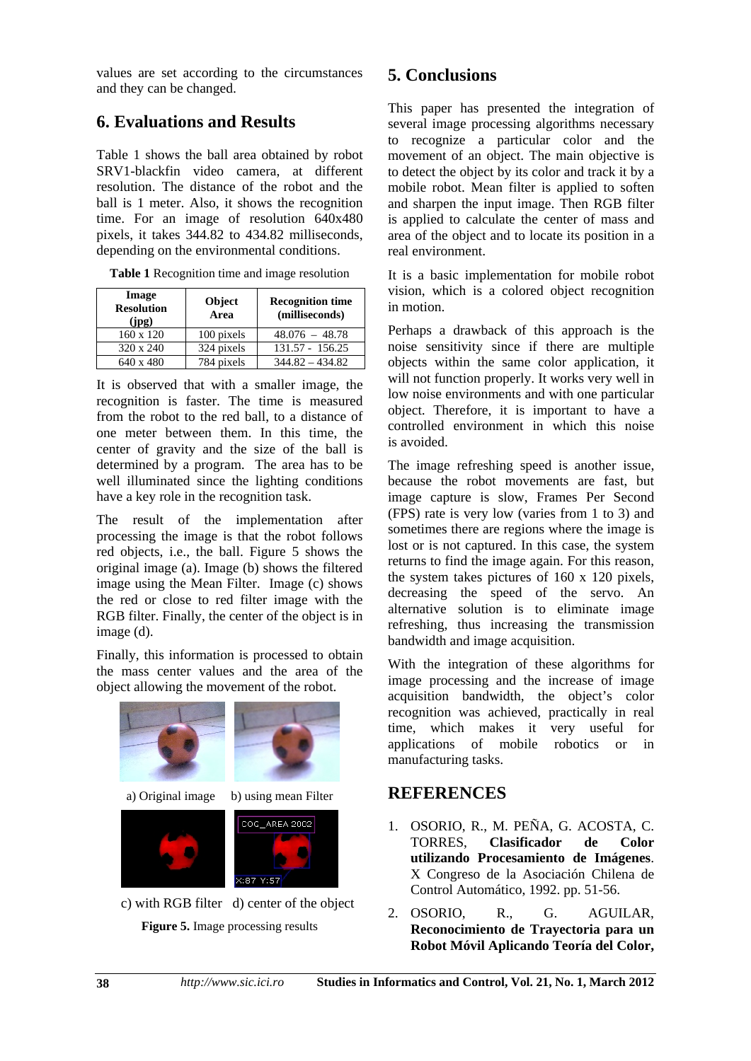values are set according to the circumstances and they can be changed.

## 6. Evaluations and Results

Table 1 shows the ball area obtained by robot SRV1-blackfin video camera, at different resolution. The distance of the robot and the ball is 1 meter. Also, it shows the recognition time. For an image of resolution 640x480 pixels, it takes 344.82 to 434.82 milliseconds, depending on the environmental conditions.

**Table 1** Recognition time and image resolution

| Image Resolution (jpg) | Object Area | Recognition time (milliseconds) |
|---|---|---|
| 160 x 120 | 100 pixels | 48.076 – 48.78 |
| 320 x 240 | 324 pixels | 131.57 - 156.25 |
| 640 x 480 | 784 pixels | 344.82 – 434.82 |

It is observed that with a smaller image, the recognition is faster. The time is measured from the robot to the red ball, to a distance of one meter between them. In this time, the center of gravity and the size of the ball is determined by a program. The area has to be well illuminated since the lighting conditions have a key role in the recognition task.

The result of the implementation after processing the image is that the robot follows red objects, i.e., the ball. Figure 5 shows the original image (a). Image (b) shows the filtered image using the Mean Filter. Image (c) shows the red or close to red filter image with the RGB filter. Finally, the center of the object is in image (d).

Finally, this information is processed to obtain the mass center values and the area of the object allowing the movement of the robot.

a) Original image b) using mean Filter

c) with RGB filter d) center of the object

**Figure 5.** Image processing results

## 5. Conclusions

This paper has presented the integration of several image processing algorithms necessary to recognize a particular color and the movement of an object. The main objective is to detect the object by its color and track it by a mobile robot. Mean filter is applied to soften and sharpen the input image. Then RGB filter is applied to calculate the center of mass and area of the object and to locate its position in a real environment.

It is a basic implementation for mobile robot vision, which is a colored object recognition in motion.

Perhaps a drawback of this approach is the noise sensitivity since if there are multiple objects within the same color application, it will not function properly. It works very well in low noise environments and with one particular object. Therefore, it is important to have a controlled environment in which this noise is avoided.

The image refreshing speed is another issue, because the robot movements are fast, but image capture is slow, Frames Per Second (FPS) rate is very low (varies from 1 to 3) and sometimes there are regions where the image is lost or is not captured. In this case, the system returns to find the image again. For this reason, the system takes pictures of 160 x 120 pixels, decreasing the speed of the servo. An alternative solution is to eliminate image refreshing, thus increasing the transmission bandwidth and image acquisition.

With the integration of these algorithms for image processing and the increase of image acquisition bandwidth, the object's color recognition was achieved, practically in real time, which makes it very useful for applications of mobile robotics or in manufacturing tasks.

## REFERENCES

1. OSORIO, R., M. PEÑA, G. ACOSTA, C. TORRES, **Clasificador de Color utilizando Procesamiento de Imágenes**. X Congreso de la Asociación Chilena de Control Automático, 1992. pp. 51-56.
2. OSORIO, R., G. AGUILAR, **Reconocimiento de Trayectoria para un Robot Móvil Aplicando Teoría del Color,**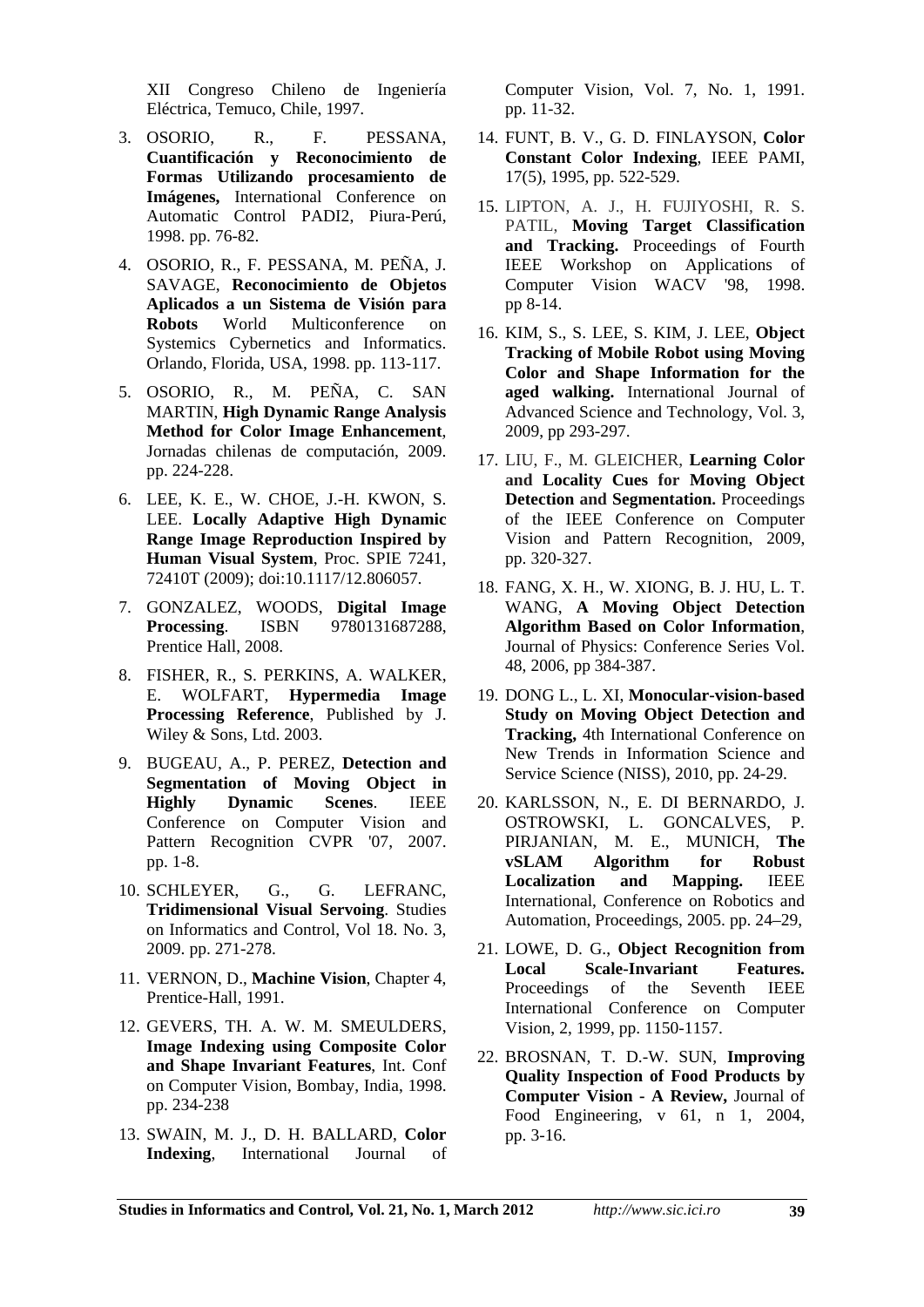XII Congreso Chileno de Ingeniería Eléctrica, Temuco, Chile, 1997.

3. OSORIO, R., F. PESSANA, **Cuantificación y Reconocimiento de Formas Utilizando procesamiento de Imágenes,** International Conference on Automatic Control PADI2, Piura-Perú, 1998. pp. 76-82.

4. OSORIO, R., F. PESSANA, M. PEÑA, J. SAVAGE, **Reconocimiento de Objetos Aplicados a un Sistema de Visión para Robots** World Multiconference on Systemics Cybernetics and Informatics. Orlando, Florida, USA, 1998. pp. 113-117.

5. OSORIO, R., M. PEÑA, C. SAN MARTIN, **High Dynamic Range Analysis Method for Color Image Enhancement**, Jornadas chilenas de computación, 2009. pp. 224-228.

6. LEE, K. E., W. CHOE, J.-H. KWON, S. LEE. **Locally Adaptive High Dynamic Range Image Reproduction Inspired by Human Visual System**, Proc. SPIE 7241, 72410T (2009); doi:10.1117/12.806057.

7. GONZALEZ, WOODS, **Digital Image Processing**. ISBN 9780131687288, Prentice Hall, 2008.

8. FISHER, R., S. PERKINS, A. WALKER, E. WOLFART, **Hypermedia Image Processing Reference**, Published by J. Wiley & Sons, Ltd. 2003.

9. BUGEAU, A., P. PEREZ, **Detection and Segmentation of Moving Object in Highly Dynamic Scenes**. IEEE Conference on Computer Vision and Pattern Recognition CVPR '07, 2007. pp. 1-8.

10. SCHLEYER, G., G. LEFRANC, **Tridimensional Visual Servoing**. Studies on Informatics and Control, Vol 18. No. 3, 2009. pp. 271-278.

11. VERNON, D., **Machine Vision**, Chapter 4, Prentice-Hall, 1991.

12. GEVERS, TH. A. W. M. SMEULDERS, **Image Indexing using Composite Color and Shape Invariant Features**, Int. Conf on Computer Vision, Bombay, India, 1998. pp. 234-238

13. SWAIN, M. J., D. H. BALLARD, **Color Indexing**, International Journal of Computer Vision, Vol. 7, No. 1, 1991. pp. 11-32.

14. FUNT, B. V., G. D. FINLAYSON, **Color Constant Color Indexing**, IEEE PAMI, 17(5), 1995, pp. 522-529.

15. LIPTON, A. J., H. FUJIYOSHI, R. S. PATIL, **Moving Target Classification and Tracking.** Proceedings of Fourth IEEE Workshop on Applications of Computer Vision WACV '98, 1998. pp 8-14.

16. KIM, S., S. LEE, S. KIM, J. LEE, **Object Tracking of Mobile Robot using Moving Color and Shape Information for the aged walking.** International Journal of Advanced Science and Technology, Vol. 3, 2009, pp 293-297.

17. LIU, F., M. GLEICHER, **Learning Color and Locality Cues for Moving Object Detection and Segmentation.** Proceedings of the IEEE Conference on Computer Vision and Pattern Recognition, 2009, pp. 320-327.

18. FANG, X. H., W. XIONG, B. J. HU, L. T. WANG, **A Moving Object Detection Algorithm Based on Color Information**, Journal of Physics: Conference Series Vol. 48, 2006, pp 384-387.

19. DONG L., L. XI, **Monocular-vision-based Study on Moving Object Detection and Tracking,** 4th International Conference on New Trends in Information Science and Service Science (NISS), 2010, pp. 24-29.

20. KARLSSON, N., E. DI BERNARDO, J. OSTROWSKI, L. GONCALVES, P. PIRJANIAN, M. E., MUNICH, **The vSLAM Algorithm for Robust Localization and Mapping.** IEEE International, Conference on Robotics and Automation, Proceedings, 2005. pp. 24–29,

21. LOWE, D. G., **Object Recognition from Local Scale-Invariant Features.** Proceedings of the Seventh IEEE International Conference on Computer Vision, 2, 1999, pp. 1150-1157.

22. BROSNAN, T. D.-W. SUN, **Improving Quality Inspection of Food Products by Computer Vision - A Review,** Journal of Food Engineering, v 61, n 1, 2004, pp. 3-16.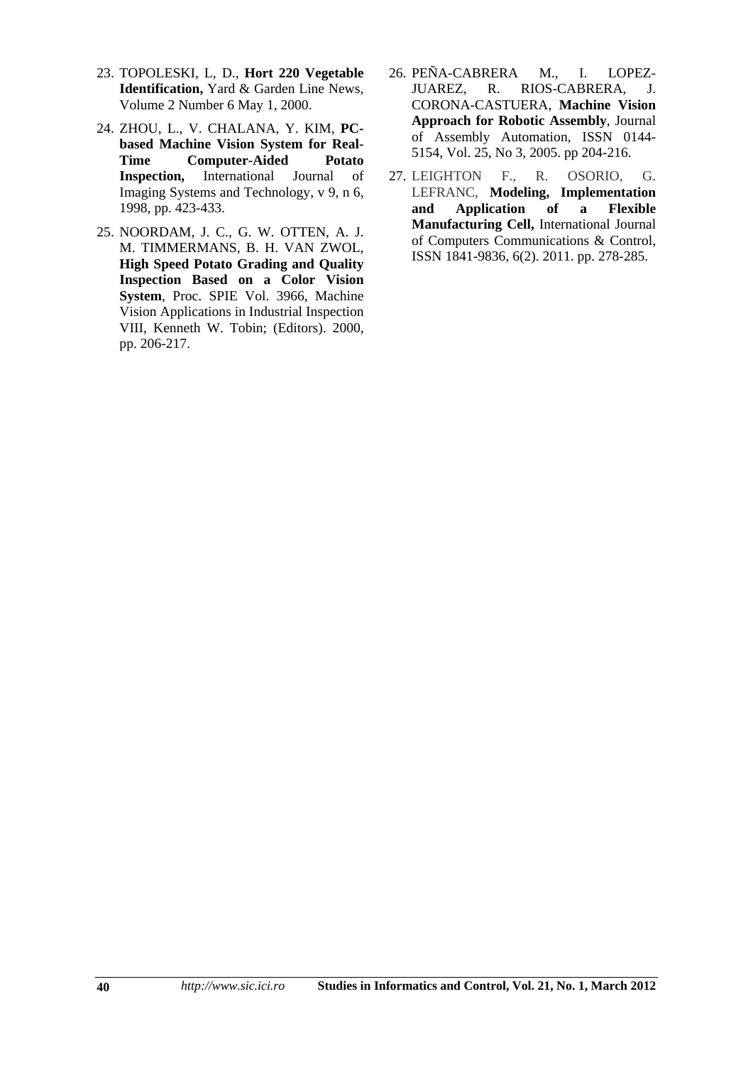23. TOPOLESKI, L, D., **Hort 220 Vegetable Identification,** Yard & Garden Line News, Volume 2 Number 6 May 1, 2000.

24. ZHOU, L., V. CHALANA, Y. KIM, **PC-based Machine Vision System for Real-Time Computer-Aided Potato Inspection,** International Journal of Imaging Systems and Technology, v 9, n 6, 1998, pp. 423-433.

25. NOORDAM, J. C., G. W. OTTEN, A. J. M. TIMMERMANS, B. H. VAN ZWOL, **High Speed Potato Grading and Quality Inspection Based on a Color Vision System**, Proc. SPIE Vol. 3966, Machine Vision Applications in Industrial Inspection VIII, Kenneth W. Tobin; (Editors). 2000, pp. 206-217.

26. PEÑA-CABRERA M., I. LOPEZ-JUAREZ, R. RIOS-CABRERA, J. CORONA-CASTUERA, **Machine Vision Approach for Robotic Assembly**, Journal of Assembly Automation, ISSN 0144-5154, Vol. 25, No 3, 2005. pp 204-216.

27. LEIGHTON F., R. OSORIO, G. LEFRANC, **Modeling, Implementation and Application of a Flexible Manufacturing Cell,** International Journal of Computers Communications & Control, ISSN 1841-9836, 6(2). 2011. pp. 278-285.